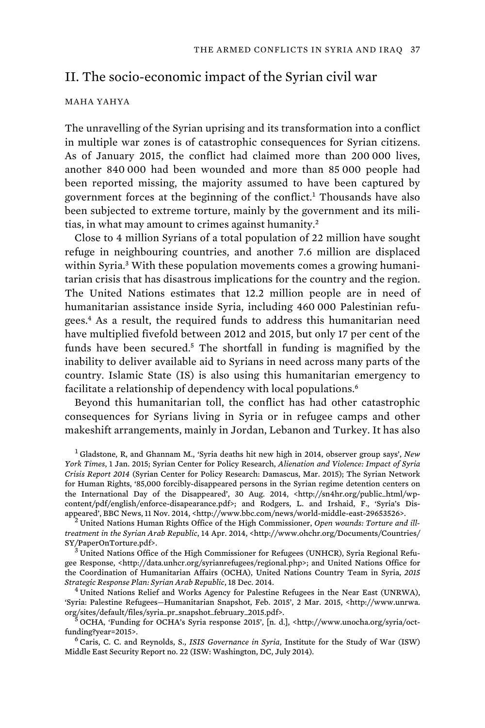## II. The socio-economic impact of the Syrian civil war

MAHA YAHYA

The unravelling of the Syrian uprising and its transformation into a conflict in multiple war zones is of catastrophic consequences for Syrian citizens. As of January 2015, the conflict had claimed more than 200 000 lives, another 840 000 had been wounded and more than 85 000 people had been reported missing, the majority assumed to have been captured by government forces at the beginning of the conflict.[1] Thousands have also been subjected to extreme torture, mainly by the government and its militias, in what may amount to crimes against humanity.[2]

Close to 4 million Syrians of a total population of 22 million have sought refuge in neighbouring countries, and another 7.6 million are displaced within Syria.[3] With these population movements comes a growing humanitarian crisis that has disastrous implications for the country and the region. The United Nations estimates that 12.2 million people are in need of humanitarian assistance inside Syria, including 460 000 Palestinian refugees.[4] As a result, the required funds to address this humanitarian need have multiplied fivefold between 2012 and 2015, but only 17 per cent of the funds have been secured.[5] The shortfall in funding is magnified by the inability to deliver available aid to Syrians in need across many parts of the country. Islamic State (IS) is also using this humanitarian emergency to facilitate a relationship of dependency with local populations.[6]

Beyond this humanitarian toll, the conflict has had other catastrophic consequences for Syrians living in Syria or in refugee camps and other makeshift arrangements, mainly in Jordan, Lebanon and Turkey. It has also

[1] Gladstone, R, and Ghannam M., 'Syria deaths hit new high in 2014, observer group says', *New York Times*, 1 Jan. 2015; Syrian Center for Policy Research, *Alienation and Violence: Impact of Syria Crisis Report 2014* (Syrian Center for Policy Research: Damascus, Mar. 2015); The Syrian Network for Human Rights, '85,000 forcibly-disappeared persons in the Syrian regime detention centers on the International Day of the Disappeared', 30 Aug. 2014, <http://sn4hr.org/public_html/wp-content/pdf/english/enforce-disapearance.pdf>; and Rodgers, L. and Irshaid, F., 'Syria's Disappeared', BBC News, 11 Nov. 2014, <http://www.bbc.com/news/world-middle-east-29653526>.

[2] United Nations Human Rights Office of the High Commissioner, *Open wounds: Torture and ill-treatment in the Syrian Arab Republic*, 14 Apr. 2014, <http://www.ohchr.org/Documents/Countries/SY/PaperOnTorture.pdf>.

[3] United Nations Office of the High Commissioner for Refugees (UNHCR), Syria Regional Refugee Response, <http://data.unhcr.org/syrianrefugees/regional.php>; and United Nations Office for the Coordination of Humanitarian Affairs (OCHA), United Nations Country Team in Syria, *2015 Strategic Response Plan: Syrian Arab Republic*, 18 Dec. 2014.

[4] United Nations Relief and Works Agency for Palestine Refugees in the Near East (UNRWA), 'Syria: Palestine Refugees—Humanitarian Snapshot, Feb. 2015', 2 Mar. 2015, <http://www.unrwa.org/sites/default/files/syria_pr_snapshot_february_2015.pdf>.

[5] OCHA, 'Funding for OCHA's Syria response 2015', [n. d.], <http://www.unocha.org/syria/oct-funding?year=2015>.

[6] Caris, C. C. and Reynolds, S., *ISIS Governance in Syria*, Institute for the Study of War (ISW) Middle East Security Report no. 22 (ISW: Washington, DC, July 2014).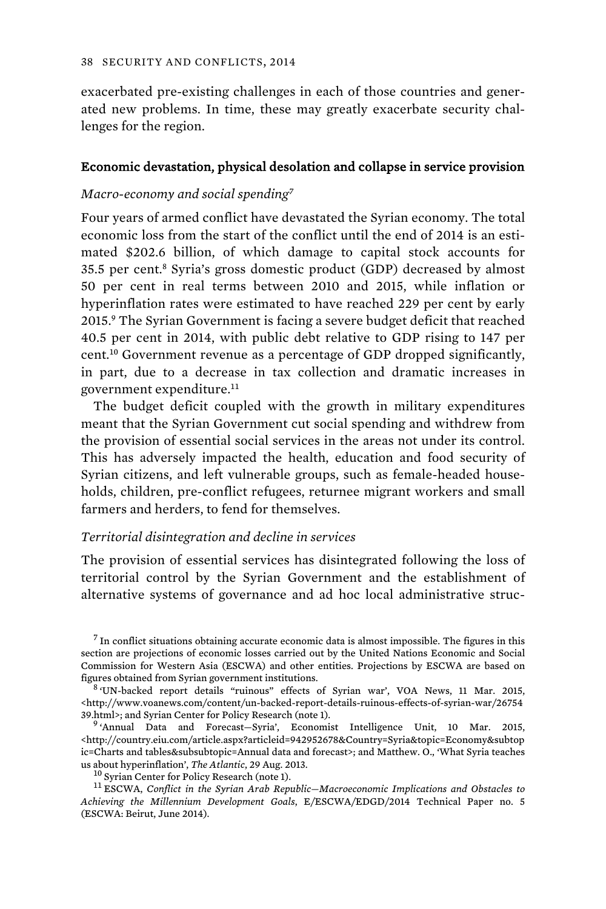exacerbated pre-existing challenges in each of those countries and generated new problems. In time, these may greatly exacerbate security challenges for the region.

### Economic devastation, physical desolation and collapse in service provision

#### *Macro-economy and social spending*[7]

Four years of armed conflict have devastated the Syrian economy. The total economic loss from the start of the conflict until the end of 2014 is an estimated $202.6 billion, of which damage to capital stock accounts for 35.5 per cent.[8] Syria's gross domestic product (GDP) decreased by almost 50 per cent in real terms between 2010 and 2015, while inflation or hyperinflation rates were estimated to have reached 229 per cent by early 2015.[9] The Syrian Government is facing a severe budget deficit that reached 40.5 per cent in 2014, with public debt relative to GDP rising to 147 per cent.[10] Government revenue as a percentage of GDP dropped significantly, in part, due to a decrease in tax collection and dramatic increases in government expenditure.[11]

The budget deficit coupled with the growth in military expenditures meant that the Syrian Government cut social spending and withdrew from the provision of essential social services in the areas not under its control. This has adversely impacted the health, education and food security of Syrian citizens, and left vulnerable groups, such as female-headed households, children, pre-conflict refugees, returnee migrant workers and small farmers and herders, to fend for themselves.

#### *Territorial disintegration and decline in services*

The provision of essential services has disintegrated following the loss of territorial control by the Syrian Government and the establishment of alternative systems of governance and ad hoc local administrative struc-

---

[7] In conflict situations obtaining accurate economic data is almost impossible. The figures in this section are projections of economic losses carried out by the United Nations Economic and Social Commission for Western Asia (ESCWA) and other entities. Projections by ESCWA are based on figures obtained from Syrian government institutions.

[8] 'UN-backed report details "ruinous" effects of Syrian war', VOA News, 11 Mar. 2015, <http://www.voanews.com/content/un-backed-report-details-ruinous-effects-of-syrian-war/2675439.html>; and Syrian Center for Policy Research (note 1).

[9] 'Annual Data and Forecast—Syria', Economist Intelligence Unit, 10 Mar. 2015, <http://country.eiu.com/article.aspx?articleid=942952678&Country=Syria&topic=Economy&subtopic=Charts and tables&subsubtopic=Annual data and forecast>; and Matthew. O., 'What Syria teaches us about hyperinflation', *The Atlantic*, 29 Aug. 2013.

[10] Syrian Center for Policy Research (note 1).

[11] ESCWA, *Conflict in the Syrian Arab Republic—Macroeconomic Implications and Obstacles to Achieving the Millennium Development Goals*, E/ESCWA/EDGD/2014 Technical Paper no. 5 (ESCWA: Beirut, June 2014).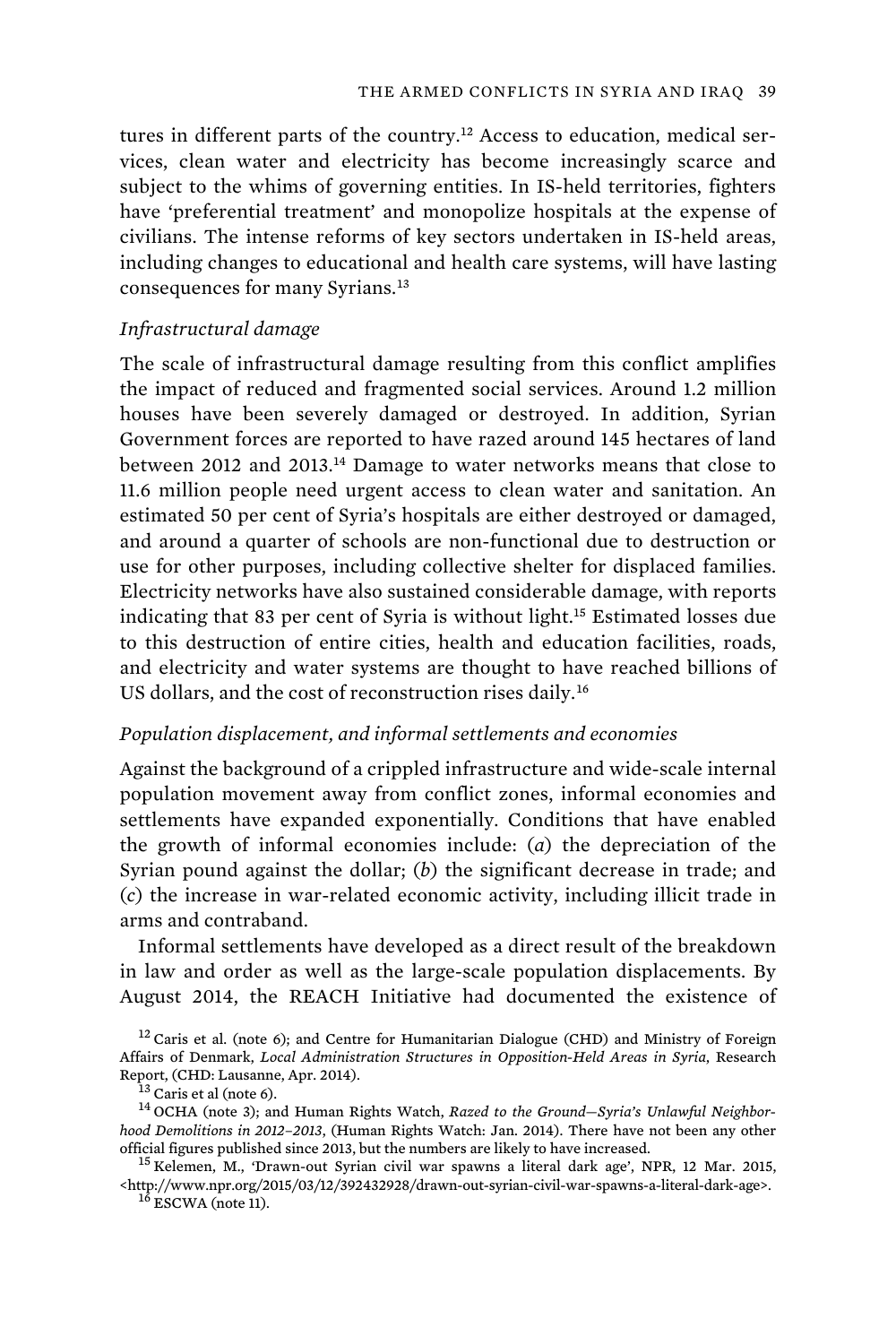tures in different parts of the country.[12] Access to education, medical services, clean water and electricity has become increasingly scarce and subject to the whims of governing entities. In IS-held territories, fighters have 'preferential treatment' and monopolize hospitals at the expense of civilians. The intense reforms of key sectors undertaken in IS-held areas, including changes to educational and health care systems, will have lasting consequences for many Syrians.[13]

### *Infrastructural damage*

The scale of infrastructural damage resulting from this conflict amplifies the impact of reduced and fragmented social services. Around 1.2 million houses have been severely damaged or destroyed. In addition, Syrian Government forces are reported to have razed around 145 hectares of land between 2012 and 2013.[14] Damage to water networks means that close to 11.6 million people need urgent access to clean water and sanitation. An estimated 50 per cent of Syria's hospitals are either destroyed or damaged, and around a quarter of schools are non-functional due to destruction or use for other purposes, including collective shelter for displaced families. Electricity networks have also sustained considerable damage, with reports indicating that 83 per cent of Syria is without light.[15] Estimated losses due to this destruction of entire cities, health and education facilities, roads, and electricity and water systems are thought to have reached billions of US dollars, and the cost of reconstruction rises daily.[16]

### *Population displacement, and informal settlements and economies*

Against the background of a crippled infrastructure and wide-scale internal population movement away from conflict zones, informal economies and settlements have expanded exponentially. Conditions that have enabled the growth of informal economies include: (*a*) the depreciation of the Syrian pound against the dollar; (*b*) the significant decrease in trade; and (*c*) the increase in war-related economic activity, including illicit trade in arms and contraband.

Informal settlements have developed as a direct result of the breakdown in law and order as well as the large-scale population displacements. By August 2014, the REACH Initiative had documented the existence of

[12] Caris et al. (note 6); and Centre for Humanitarian Dialogue (CHD) and Ministry of Foreign Affairs of Denmark, *Local Administration Structures in Opposition-Held Areas in Syria*, Research Report, (CHD: Lausanne, Apr. 2014).

[13] Caris et al (note 6).

[14] OCHA (note 3); and Human Rights Watch, *Razed to the Ground—Syria's Unlawful Neighborhood Demolitions in 2012–2013*, (Human Rights Watch: Jan. 2014). There have not been any other official figures published since 2013, but the numbers are likely to have increased.

[15] Kelemen, M., 'Drawn-out Syrian civil war spawns a literal dark age', NPR, 12 Mar. 2015, <http://www.npr.org/2015/03/12/392432928/drawn-out-syrian-civil-war-spawns-a-literal-dark-age>.

[16] ESCWA (note 11).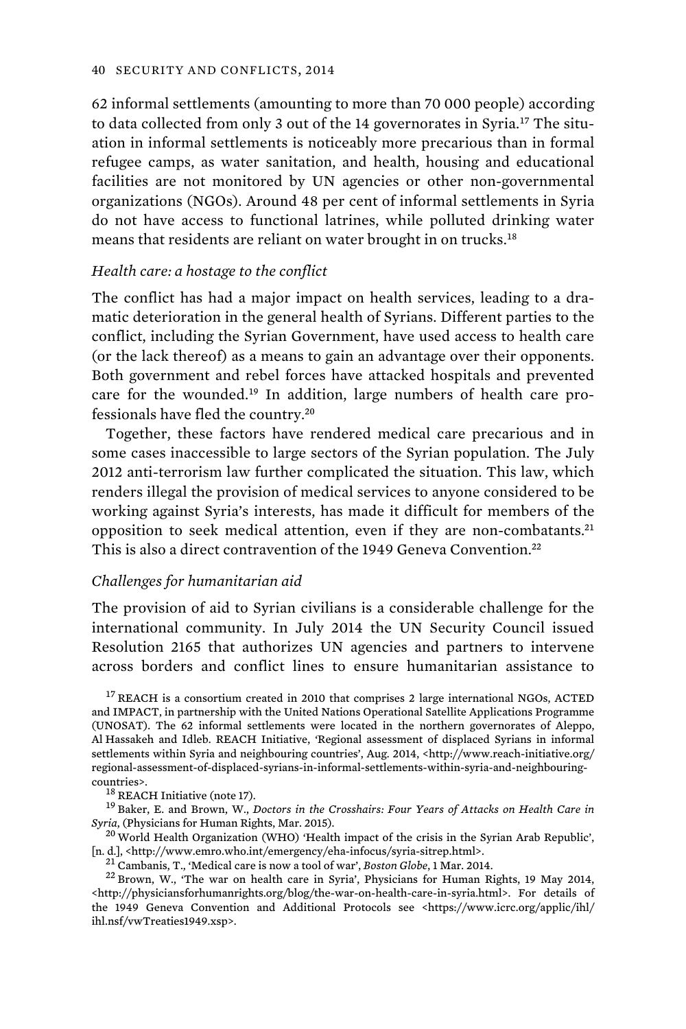62 informal settlements (amounting to more than 70 000 people) according to data collected from only 3 out of the 14 governorates in Syria.[17] The situation in informal settlements is noticeably more precarious than in formal refugee camps, as water sanitation, and health, housing and educational facilities are not monitored by UN agencies or other non-governmental organizations (NGOs). Around 48 per cent of informal settlements in Syria do not have access to functional latrines, while polluted drinking water means that residents are reliant on water brought in on trucks.[18]

*Health care: a hostage to the conflict*

The conflict has had a major impact on health services, leading to a dramatic deterioration in the general health of Syrians. Different parties to the conflict, including the Syrian Government, have used access to health care (or the lack thereof) as a means to gain an advantage over their opponents. Both government and rebel forces have attacked hospitals and prevented care for the wounded.[19] In addition, large numbers of health care professionals have fled the country.[20]

Together, these factors have rendered medical care precarious and in some cases inaccessible to large sectors of the Syrian population. The July 2012 anti-terrorism law further complicated the situation. This law, which renders illegal the provision of medical services to anyone considered to be working against Syria's interests, has made it difficult for members of the opposition to seek medical attention, even if they are non-combatants.[21] This is also a direct contravention of the 1949 Geneva Convention.[22]

*Challenges for humanitarian aid*

The provision of aid to Syrian civilians is a considerable challenge for the international community. In July 2014 the UN Security Council issued Resolution 2165 that authorizes UN agencies and partners to intervene across borders and conflict lines to ensure humanitarian assistance to

---

[17] REACH is a consortium created in 2010 that comprises 2 large international NGOs, ACTED and IMPACT, in partnership with the United Nations Operational Satellite Applications Programme (UNOSAT). The 62 informal settlements were located in the northern governorates of Aleppo, Al Hassakeh and Idleb. REACH Initiative, 'Regional assessment of displaced Syrians in informal settlements within Syria and neighbouring countries', Aug. 2014, <http://www.reach-initiative.org/regional-assessment-of-displaced-syrians-in-informal-settlements-within-syria-and-neighbouring-countries>.

[18] REACH Initiative (note 17).

[19] Baker, E. and Brown, W., *Doctors in the Crosshairs: Four Years of Attacks on Health Care in Syria*, (Physicians for Human Rights, Mar. 2015).

[20] World Health Organization (WHO) 'Health impact of the crisis in the Syrian Arab Republic', [n. d.], <http://www.emro.who.int/emergency/eha-infocus/syria-sitrep.html>.

[21] Cambanis, T., 'Medical care is now a tool of war', *Boston Globe*, 1 Mar. 2014.

[22] Brown, W., 'The war on health care in Syria', Physicians for Human Rights, 19 May 2014, <http://physiciansforhumanrights.org/blog/the-war-on-health-care-in-syria.html>. For details of the 1949 Geneva Convention and Additional Protocols see <https://www.icrc.org/applic/ihl/ihl.nsf/vwTreaties1949.xsp>.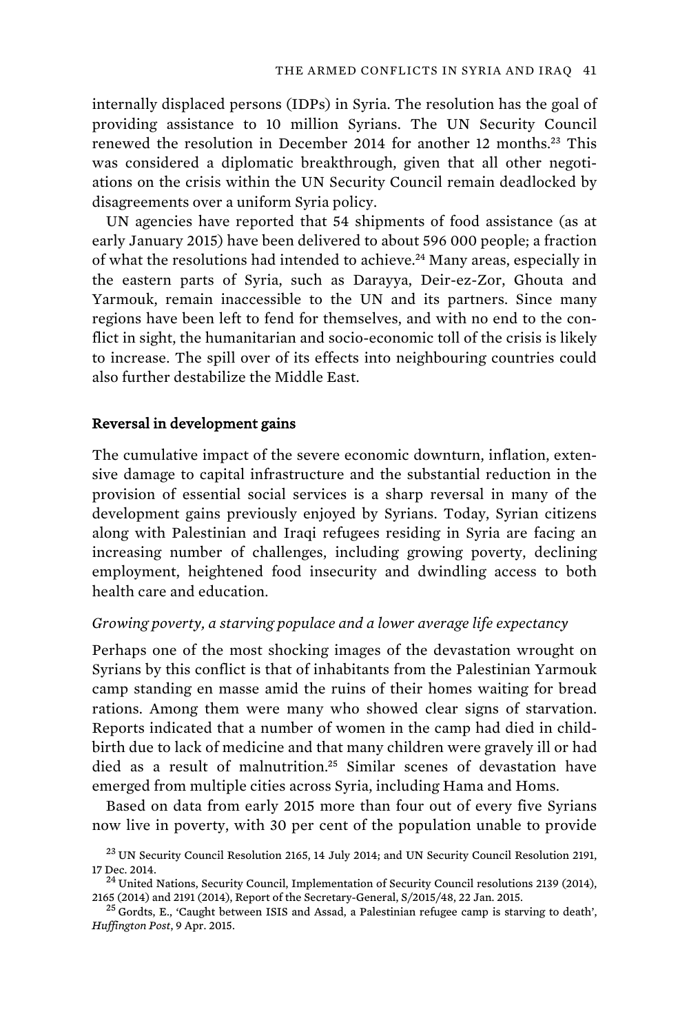internally displaced persons (IDPs) in Syria. The resolution has the goal of providing assistance to 10 million Syrians. The UN Security Council renewed the resolution in December 2014 for another 12 months.[23] This was considered a diplomatic breakthrough, given that all other negotiations on the crisis within the UN Security Council remain deadlocked by disagreements over a uniform Syria policy.

UN agencies have reported that 54 shipments of food assistance (as at early January 2015) have been delivered to about 596 000 people; a fraction of what the resolutions had intended to achieve.[24] Many areas, especially in the eastern parts of Syria, such as Darayya, Deir-ez-Zor, Ghouta and Yarmouk, remain inaccessible to the UN and its partners. Since many regions have been left to fend for themselves, and with no end to the conflict in sight, the humanitarian and socio-economic toll of the crisis is likely to increase. The spill over of its effects into neighbouring countries could also further destabilize the Middle East.

## Reversal in development gains

The cumulative impact of the severe economic downturn, inflation, extensive damage to capital infrastructure and the substantial reduction in the provision of essential social services is a sharp reversal in many of the development gains previously enjoyed by Syrians. Today, Syrian citizens along with Palestinian and Iraqi refugees residing in Syria are facing an increasing number of challenges, including growing poverty, declining employment, heightened food insecurity and dwindling access to both health care and education.

### *Growing poverty, a starving populace and a lower average life expectancy*

Perhaps one of the most shocking images of the devastation wrought on Syrians by this conflict is that of inhabitants from the Palestinian Yarmouk camp standing en masse amid the ruins of their homes waiting for bread rations. Among them were many who showed clear signs of starvation. Reports indicated that a number of women in the camp had died in childbirth due to lack of medicine and that many children were gravely ill or had died as a result of malnutrition.[25] Similar scenes of devastation have emerged from multiple cities across Syria, including Hama and Homs.

Based on data from early 2015 more than four out of every five Syrians now live in poverty, with 30 per cent of the population unable to provide

[23] UN Security Council Resolution 2165, 14 July 2014; and UN Security Council Resolution 2191, 17 Dec. 2014.

[24] United Nations, Security Council, Implementation of Security Council resolutions 2139 (2014), 2165 (2014) and 2191 (2014), Report of the Secretary-General, S/2015/48, 22 Jan. 2015.

[25] Gordts, E., 'Caught between ISIS and Assad, a Palestinian refugee camp is starving to death', *Huffington Post*, 9 Apr. 2015.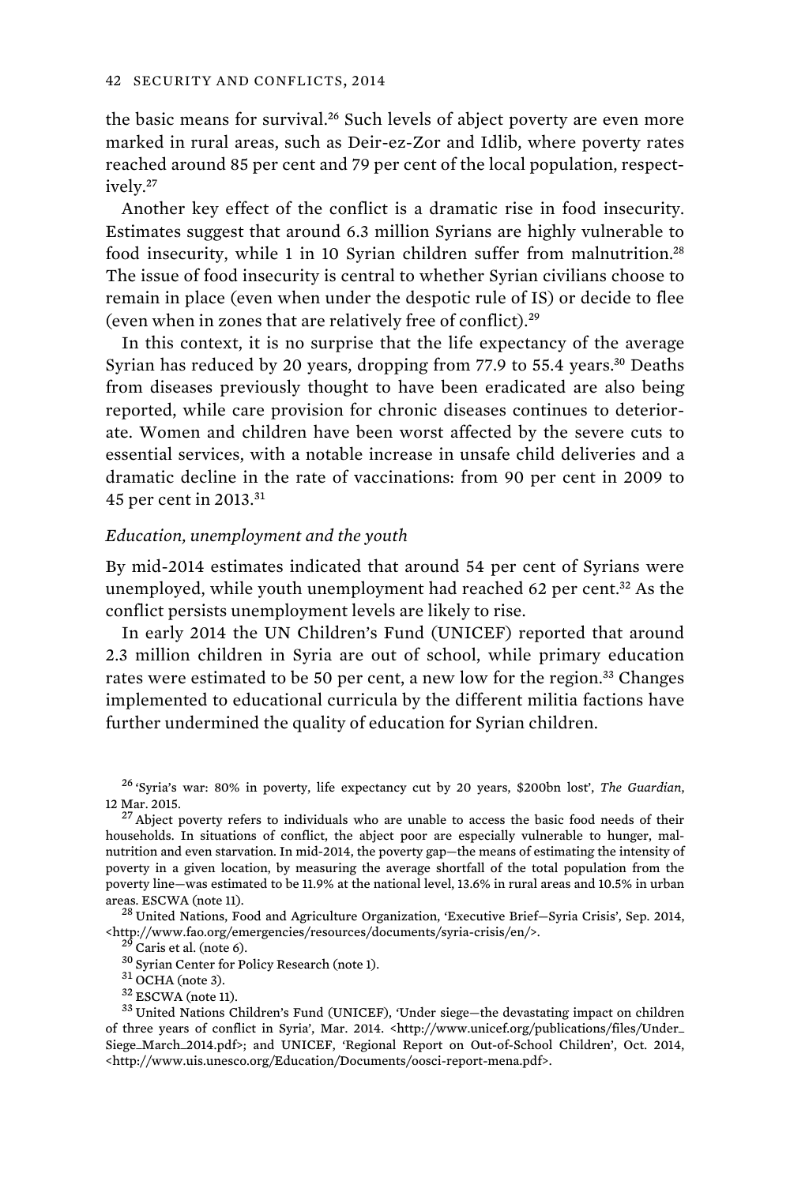the basic means for survival.[26] Such levels of abject poverty are even more marked in rural areas, such as Deir-ez-Zor and Idlib, where poverty rates reached around 85 per cent and 79 per cent of the local population, respectively.[27]

Another key effect of the conflict is a dramatic rise in food insecurity. Estimates suggest that around 6.3 million Syrians are highly vulnerable to food insecurity, while 1 in 10 Syrian children suffer from malnutrition.[28] The issue of food insecurity is central to whether Syrian civilians choose to remain in place (even when under the despotic rule of IS) or decide to flee (even when in zones that are relatively free of conflict).[29]

In this context, it is no surprise that the life expectancy of the average Syrian has reduced by 20 years, dropping from 77.9 to 55.4 years.[30] Deaths from diseases previously thought to have been eradicated are also being reported, while care provision for chronic diseases continues to deteriorate. Women and children have been worst affected by the severe cuts to essential services, with a notable increase in unsafe child deliveries and a dramatic decline in the rate of vaccinations: from 90 per cent in 2009 to 45 per cent in 2013.[31]

### *Education, unemployment and the youth*

By mid-2014 estimates indicated that around 54 per cent of Syrians were unemployed, while youth unemployment had reached 62 per cent.[32] As the conflict persists unemployment levels are likely to rise.

In early 2014 the UN Children's Fund (UNICEF) reported that around 2.3 million children in Syria are out of school, while primary education rates were estimated to be 50 per cent, a new low for the region.[33] Changes implemented to educational curricula by the different militia factions have further undermined the quality of education for Syrian children.

---

[26] 'Syria's war: 80% in poverty, life expectancy cut by 20 years, $200bn lost', *The Guardian*, 12 Mar. 2015.

[27] Abject poverty refers to individuals who are unable to access the basic food needs of their households. In situations of conflict, the abject poor are especially vulnerable to hunger, malnutrition and even starvation. In mid-2014, the poverty gap—the means of estimating the intensity of poverty in a given location, by measuring the average shortfall of the total population from the poverty line—was estimated to be 11.9% at the national level, 13.6% in rural areas and 10.5% in urban areas. ESCWA (note 11).

[28] United Nations, Food and Agriculture Organization, 'Executive Brief—Syria Crisis', Sep. 2014, <http://www.fao.org/emergencies/resources/documents/syria-crisis/en/>.

[29] Caris et al. (note 6).

[30] Syrian Center for Policy Research (note 1).

[31] OCHA (note 3).

[32] ESCWA (note 11).

[33] United Nations Children's Fund (UNICEF), 'Under siege—the devastating impact on children of three years of conflict in Syria', Mar. 2014. <http://www.unicef.org/publications/files/Under_Siege_March_2014.pdf>; and UNICEF, 'Regional Report on Out-of-School Children', Oct. 2014, <http://www.uis.unesco.org/Education/Documents/oosci-report-mena.pdf>.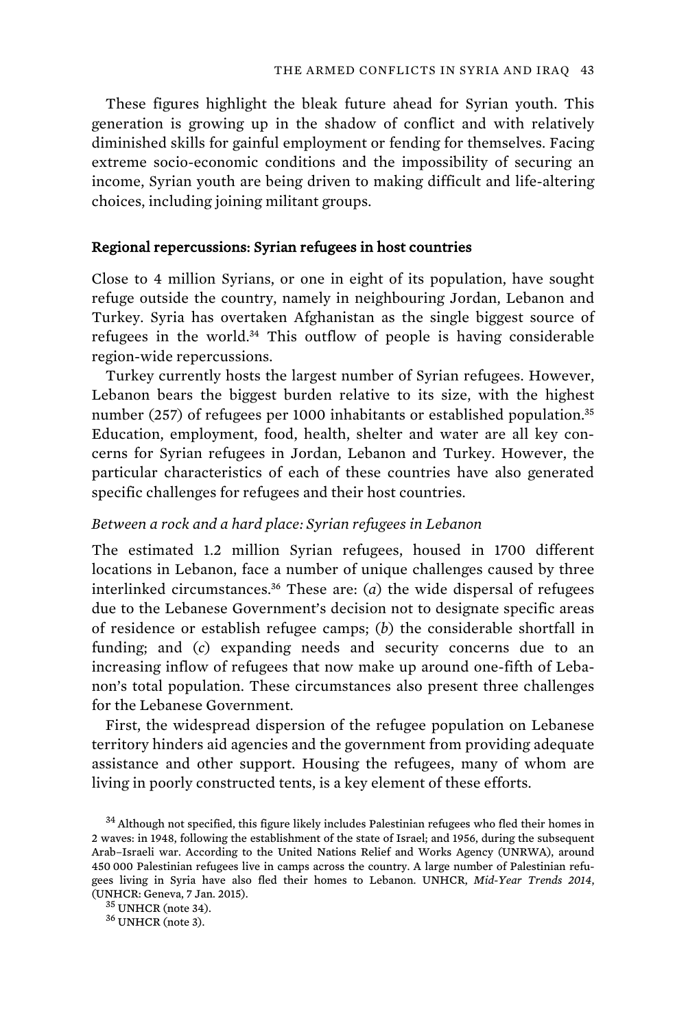These figures highlight the bleak future ahead for Syrian youth. This generation is growing up in the shadow of conflict and with relatively diminished skills for gainful employment or fending for themselves. Facing extreme socio-economic conditions and the impossibility of securing an income, Syrian youth are being driven to making difficult and life-altering choices, including joining militant groups.

## Regional repercussions: Syrian refugees in host countries

Close to 4 million Syrians, or one in eight of its population, have sought refuge outside the country, namely in neighbouring Jordan, Lebanon and Turkey. Syria has overtaken Afghanistan as the single biggest source of refugees in the world.[34] This outflow of people is having considerable region-wide repercussions.

Turkey currently hosts the largest number of Syrian refugees. However, Lebanon bears the biggest burden relative to its size, with the highest number (257) of refugees per 1000 inhabitants or established population.[35] Education, employment, food, health, shelter and water are all key concerns for Syrian refugees in Jordan, Lebanon and Turkey. However, the particular characteristics of each of these countries have also generated specific challenges for refugees and their host countries.

### *Between a rock and a hard place: Syrian refugees in Lebanon*

The estimated 1.2 million Syrian refugees, housed in 1700 different locations in Lebanon, face a number of unique challenges caused by three interlinked circumstances.[36] These are: (*a*) the wide dispersal of refugees due to the Lebanese Government's decision not to designate specific areas of residence or establish refugee camps; (*b*) the considerable shortfall in funding; and (*c*) expanding needs and security concerns due to an increasing inflow of refugees that now make up around one-fifth of Lebanon's total population. These circumstances also present three challenges for the Lebanese Government.

First, the widespread dispersion of the refugee population on Lebanese territory hinders aid agencies and the government from providing adequate assistance and other support. Housing the refugees, many of whom are living in poorly constructed tents, is a key element of these efforts.

[34] Although not specified, this figure likely includes Palestinian refugees who fled their homes in 2 waves: in 1948, following the establishment of the state of Israel; and 1956, during the subsequent Arab–Israeli war. According to the United Nations Relief and Works Agency (UNRWA), around 450 000 Palestinian refugees live in camps across the country. A large number of Palestinian refugees living in Syria have also fled their homes to Lebanon. UNHCR, *Mid-Year Trends 2014*, (UNHCR: Geneva, 7 Jan. 2015).

[35] UNHCR (note 34).

[36] UNHCR (note 3).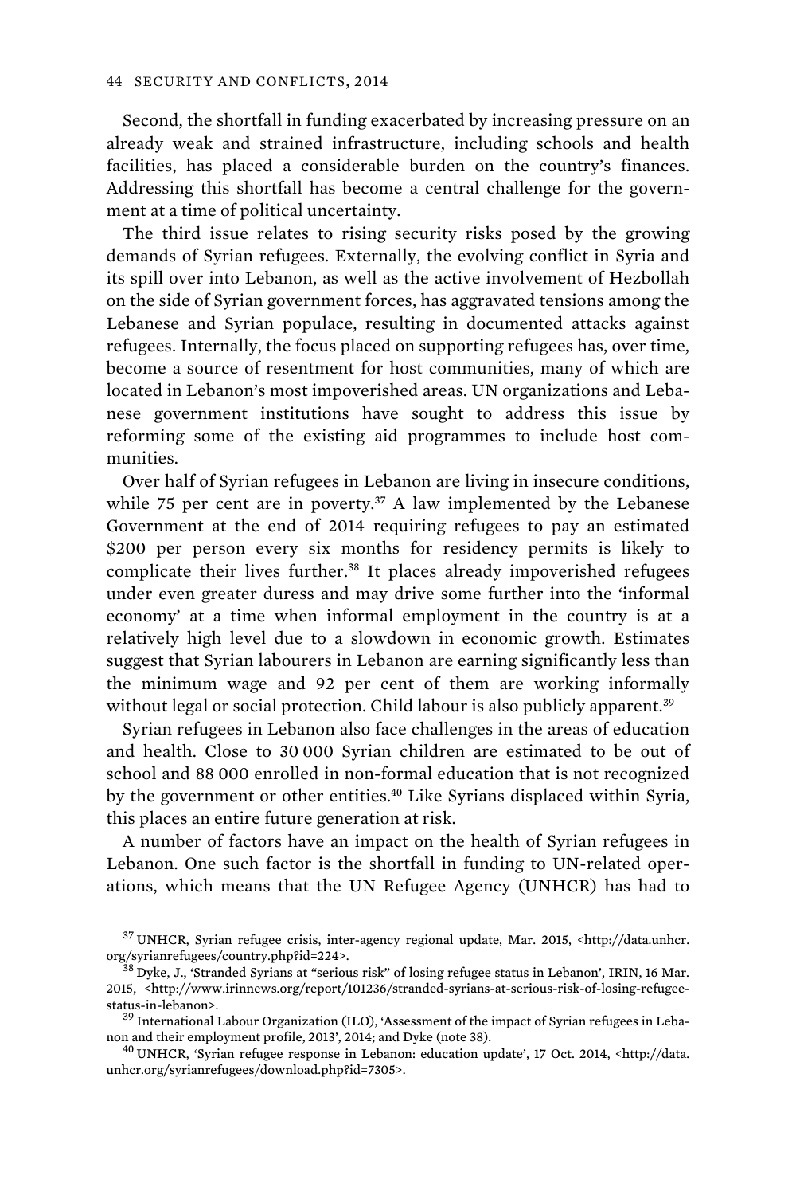Second, the shortfall in funding exacerbated by increasing pressure on an already weak and strained infrastructure, including schools and health facilities, has placed a considerable burden on the country's finances. Addressing this shortfall has become a central challenge for the government at a time of political uncertainty.

The third issue relates to rising security risks posed by the growing demands of Syrian refugees. Externally, the evolving conflict in Syria and its spill over into Lebanon, as well as the active involvement of Hezbollah on the side of Syrian government forces, has aggravated tensions among the Lebanese and Syrian populace, resulting in documented attacks against refugees. Internally, the focus placed on supporting refugees has, over time, become a source of resentment for host communities, many of which are located in Lebanon's most impoverished areas. UN organizations and Lebanese government institutions have sought to address this issue by reforming some of the existing aid programmes to include host communities.

Over half of Syrian refugees in Lebanon are living in insecure conditions, while 75 per cent are in poverty.[37] A law implemented by the Lebanese Government at the end of 2014 requiring refugees to pay an estimated $200 per person every six months for residency permits is likely to complicate their lives further.[38] It places already impoverished refugees under even greater duress and may drive some further into the 'informal economy' at a time when informal employment in the country is at a relatively high level due to a slowdown in economic growth. Estimates suggest that Syrian labourers in Lebanon are earning significantly less than the minimum wage and 92 per cent of them are working informally without legal or social protection. Child labour is also publicly apparent.[39]

Syrian refugees in Lebanon also face challenges in the areas of education and health. Close to 30 000 Syrian children are estimated to be out of school and 88 000 enrolled in non-formal education that is not recognized by the government or other entities.[40] Like Syrians displaced within Syria, this places an entire future generation at risk.

A number of factors have an impact on the health of Syrian refugees in Lebanon. One such factor is the shortfall in funding to UN-related operations, which means that the UN Refugee Agency (UNHCR) has had to

[37] UNHCR, Syrian refugee crisis, inter-agency regional update, Mar. 2015, <http://data.unhcr.org/syrianrefugees/country.php?id=224>.

[38] Dyke, J., 'Stranded Syrians at "serious risk" of losing refugee status in Lebanon', IRIN, 16 Mar. 2015, <http://www.irinnews.org/report/101236/stranded-syrians-at-serious-risk-of-losing-refugee-status-in-lebanon>.

[39] International Labour Organization (ILO), 'Assessment of the impact of Syrian refugees in Lebanon and their employment profile, 2013', 2014; and Dyke (note 38).

[40] UNHCR, 'Syrian refugee response in Lebanon: education update', 17 Oct. 2014, <http://data.unhcr.org/syrianrefugees/download.php?id=7305>.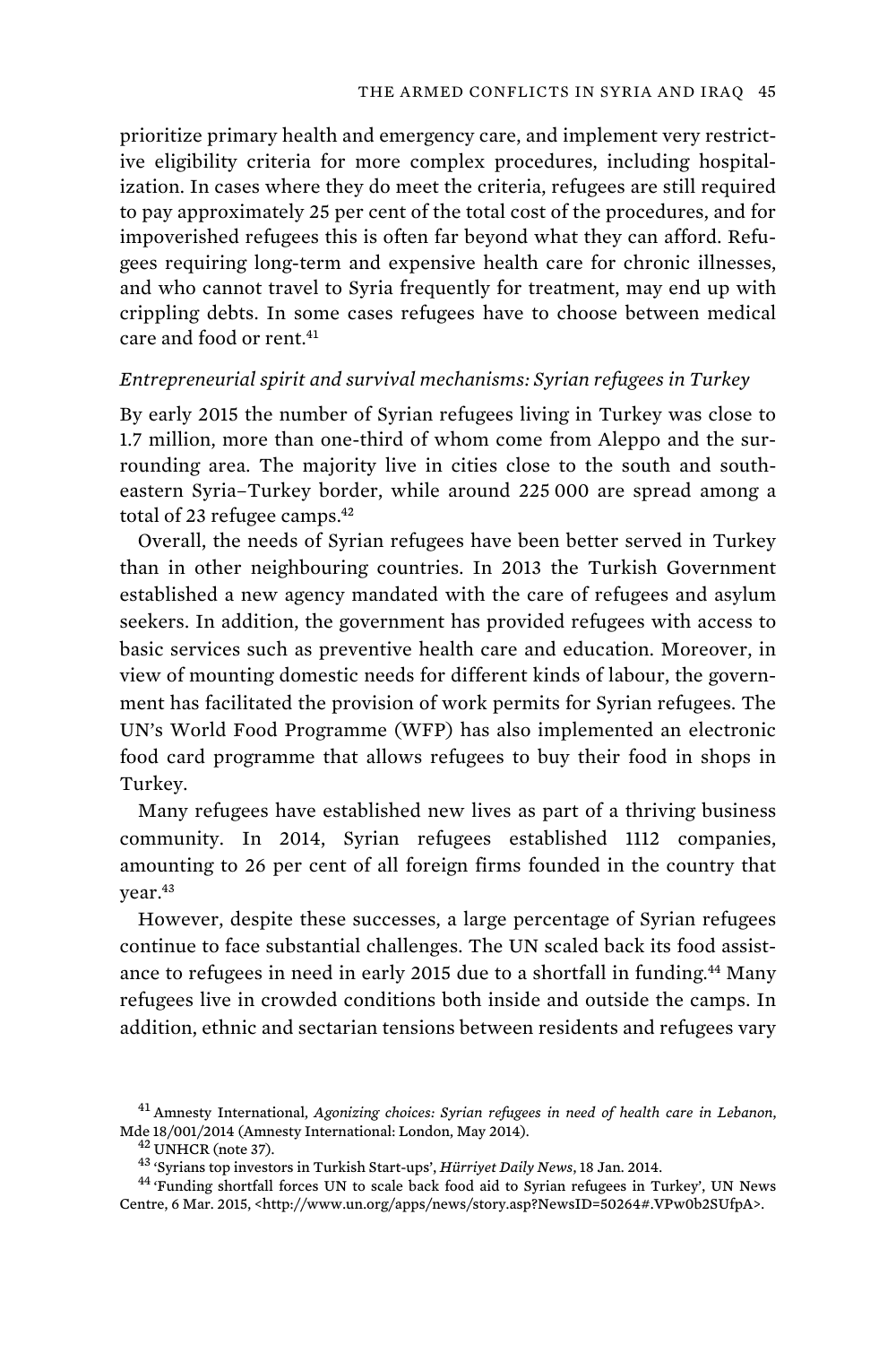prioritize primary health and emergency care, and implement very restrictive eligibility criteria for more complex procedures, including hospitalization. In cases where they do meet the criteria, refugees are still required to pay approximately 25 per cent of the total cost of the procedures, and for impoverished refugees this is often far beyond what they can afford. Refugees requiring long-term and expensive health care for chronic illnesses, and who cannot travel to Syria frequently for treatment, may end up with crippling debts. In some cases refugees have to choose between medical care and food or rent.[41]

*Entrepreneurial spirit and survival mechanisms: Syrian refugees in Turkey*

By early 2015 the number of Syrian refugees living in Turkey was close to 1.7 million, more than one-third of whom come from Aleppo and the surrounding area. The majority live in cities close to the south and south-eastern Syria–Turkey border, while around 225 000 are spread among a total of 23 refugee camps.[42]

Overall, the needs of Syrian refugees have been better served in Turkey than in other neighbouring countries. In 2013 the Turkish Government established a new agency mandated with the care of refugees and asylum seekers. In addition, the government has provided refugees with access to basic services such as preventive health care and education. Moreover, in view of mounting domestic needs for different kinds of labour, the government has facilitated the provision of work permits for Syrian refugees. The UN's World Food Programme (WFP) has also implemented an electronic food card programme that allows refugees to buy their food in shops in Turkey.

Many refugees have established new lives as part of a thriving business community. In 2014, Syrian refugees established 1112 companies, amounting to 26 per cent of all foreign firms founded in the country that year.[43]

However, despite these successes, a large percentage of Syrian refugees continue to face substantial challenges. The UN scaled back its food assistance to refugees in need in early 2015 due to a shortfall in funding.[44] Many refugees live in crowded conditions both inside and outside the camps. In addition, ethnic and sectarian tensions between residents and refugees vary

---

[41] Amnesty International, *Agonizing choices: Syrian refugees in need of health care in Lebanon*, Mde 18/001/2014 (Amnesty International: London, May 2014).

[42] UNHCR (note 37).

[43] 'Syrians top investors in Turkish Start-ups', *Hürriyet Daily News*, 18 Jan. 2014.

[44] 'Funding shortfall forces UN to scale back food aid to Syrian refugees in Turkey', UN News Centre, 6 Mar. 2015, <http://www.un.org/apps/news/story.asp?NewsID=50264#.VPw0b2SUfpA>.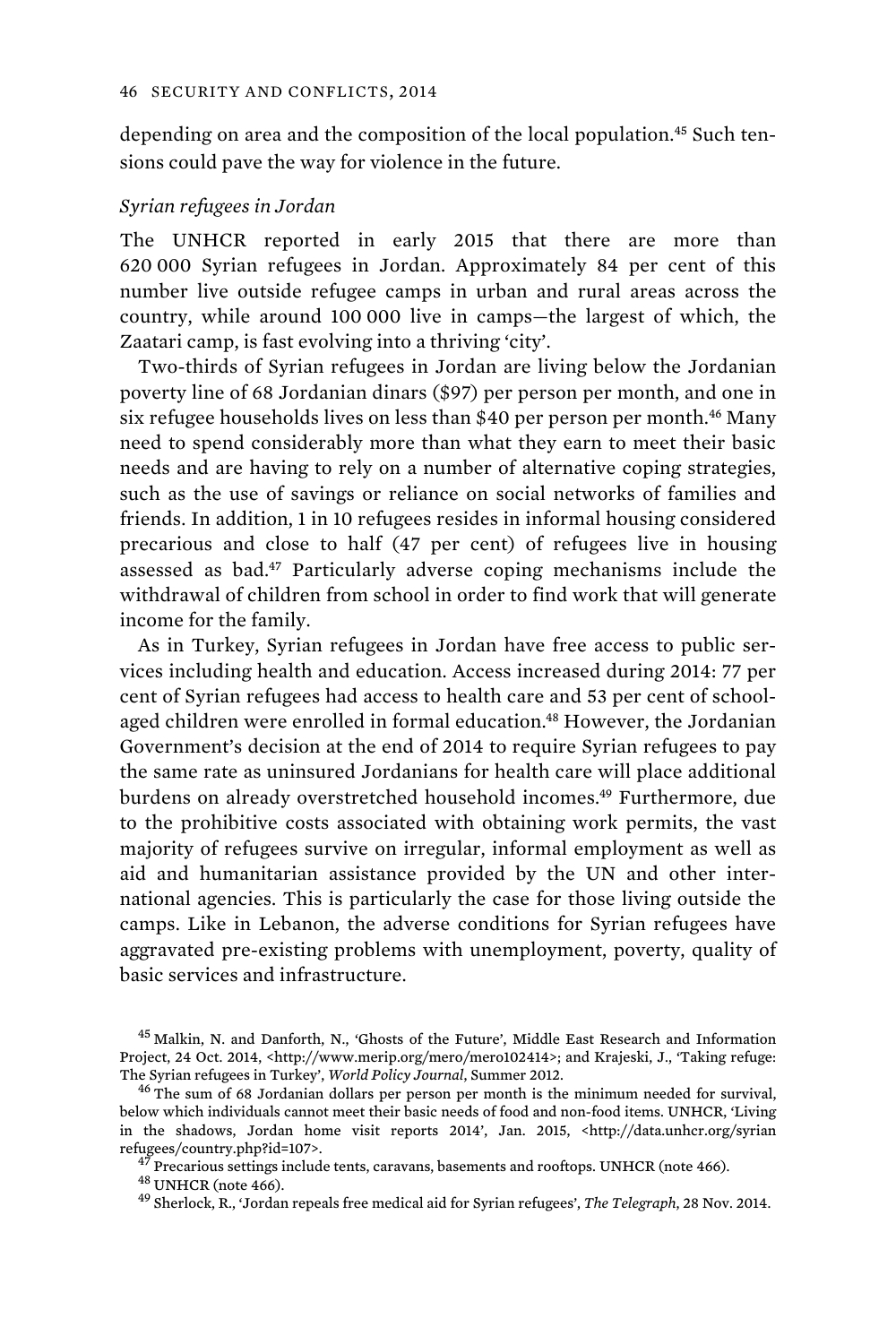depending on area and the composition of the local population.[45] Such tensions could pave the way for violence in the future.

*Syrian refugees in Jordan*

The UNHCR reported in early 2015 that there are more than 620 000 Syrian refugees in Jordan. Approximately 84 per cent of this number live outside refugee camps in urban and rural areas across the country, while around 100 000 live in camps—the largest of which, the Zaatari camp, is fast evolving into a thriving 'city'.

Two-thirds of Syrian refugees in Jordan are living below the Jordanian poverty line of 68 Jordanian dinars ($97) per person per month, and one in six refugee households lives on less than $40 per person per month.[46] Many need to spend considerably more than what they earn to meet their basic needs and are having to rely on a number of alternative coping strategies, such as the use of savings or reliance on social networks of families and friends. In addition, 1 in 10 refugees resides in informal housing considered precarious and close to half (47 per cent) of refugees live in housing assessed as bad.[47] Particularly adverse coping mechanisms include the withdrawal of children from school in order to find work that will generate income for the family.

As in Turkey, Syrian refugees in Jordan have free access to public services including health and education. Access increased during 2014: 77 per cent of Syrian refugees had access to health care and 53 per cent of school-aged children were enrolled in formal education.[48] However, the Jordanian Government's decision at the end of 2014 to require Syrian refugees to pay the same rate as uninsured Jordanians for health care will place additional burdens on already overstretched household incomes.[49] Furthermore, due to the prohibitive costs associated with obtaining work permits, the vast majority of refugees survive on irregular, informal employment as well as aid and humanitarian assistance provided by the UN and other international agencies. This is particularly the case for those living outside the camps. Like in Lebanon, the adverse conditions for Syrian refugees have aggravated pre-existing problems with unemployment, poverty, quality of basic services and infrastructure.

---

[45] Malkin, N. and Danforth, N., 'Ghosts of the Future', Middle East Research and Information Project, 24 Oct. 2014, <http://www.merip.org/mero/mero102414>; and Krajeski, J., 'Taking refuge: The Syrian refugees in Turkey', *World Policy Journal*, Summer 2012.

[46] The sum of 68 Jordanian dollars per person per month is the minimum needed for survival, below which individuals cannot meet their basic needs of food and non-food items. UNHCR, 'Living in the shadows, Jordan home visit reports 2014', Jan. 2015, <http://data.unhcr.org/syrianrefugees/country.php?id=107>.

[47] Precarious settings include tents, caravans, basements and rooftops. UNHCR (note 466).

[48] UNHCR (note 466).

[49] Sherlock, R., 'Jordan repeals free medical aid for Syrian refugees', *The Telegraph*, 28 Nov. 2014.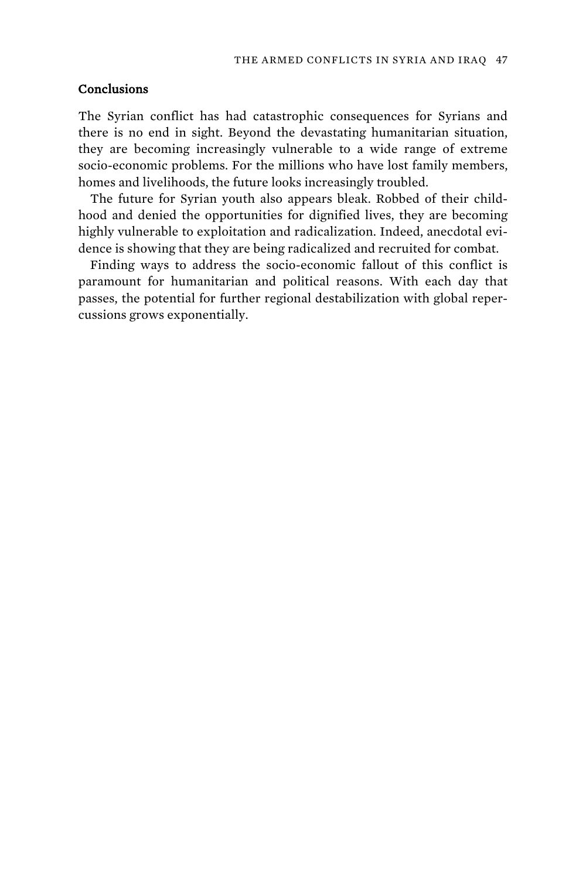## Conclusions

The Syrian conflict has had catastrophic consequences for Syrians and there is no end in sight. Beyond the devastating humanitarian situation, they are becoming increasingly vulnerable to a wide range of extreme socio-economic problems. For the millions who have lost family members, homes and livelihoods, the future looks increasingly troubled.

The future for Syrian youth also appears bleak. Robbed of their childhood and denied the opportunities for dignified lives, they are becoming highly vulnerable to exploitation and radicalization. Indeed, anecdotal evidence is showing that they are being radicalized and recruited for combat.

Finding ways to address the socio-economic fallout of this conflict is paramount for humanitarian and political reasons. With each day that passes, the potential for further regional destabilization with global repercussions grows exponentially.